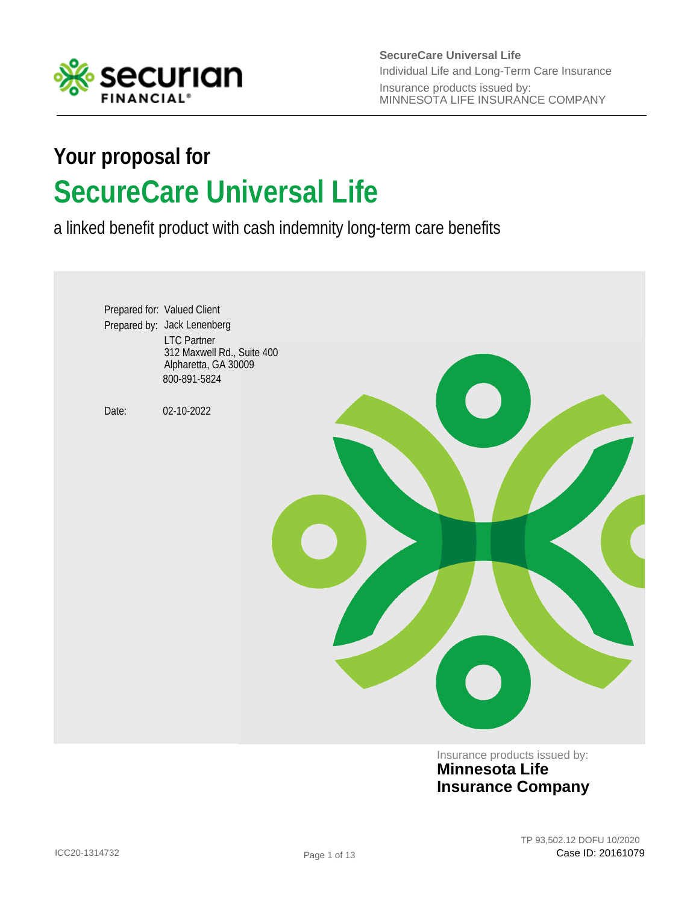SecureCare Universal Life
Individual Life and Long-Term Care Insurance
Insurance products issued by:
MINNESOTA LIFE INSURANCE COMPANY

# Your proposal for

# SecureCare Universal Life

a linked benefit product with cash indemnity long-term care benefits

Prepared for: Valued Client

Prepared by: Jack Lenenberg
LTC Partner
312 Maxwell Rd., Suite 400
Alpharetta, GA 30009
800-891-5824

Date: 02-10-2022

Insurance products issued by:
**Minnesota Life Insurance Company**

ICC20-1314732

TP 93,502.12 DOFU 10/2020
Case ID: 20161079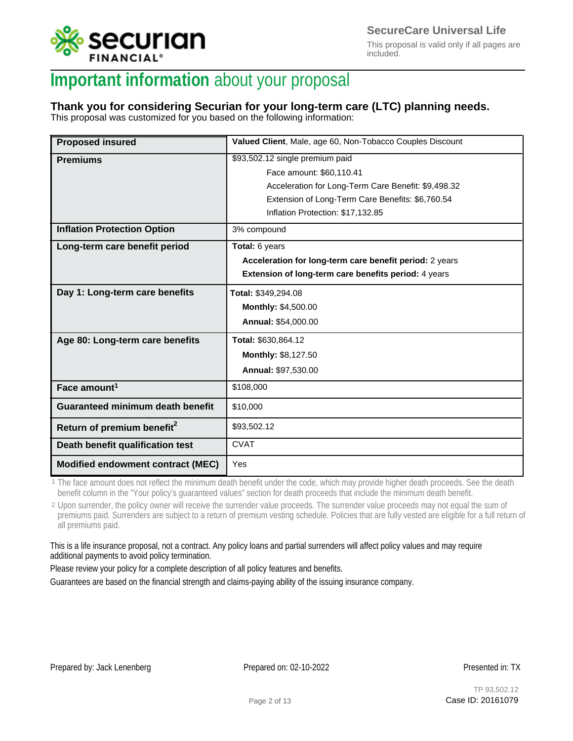# **Important information** about your proposal

**Thank you for considering Securian for your long-term care (LTC) planning needs.**
This proposal was customized for you based on the following information:

| | |
|---|---|
| **Proposed insured** | **Valued Client**, Male, age 60, Non-Tobacco Couples Discount |
| **Premiums** | \$93,502.12 single premium paid<br>Face amount: \$60,110.41<br>Acceleration for Long-Term Care Benefit: \$9,498.32<br>Extension of Long-Term Care Benefits: \$6,760.54<br>Inflation Protection: \$17,132.85 |
| **Inflation Protection Option** | 3% compound |
| **Long-term care benefit period** | **Total:** 6 years<br>**Acceleration for long-term care benefit period:** 2 years<br>**Extension of long-term care benefits period:** 4 years |
| **Day 1: Long-term care benefits** | **Total:** \$349,294.08<br>**Monthly:** \$4,500.00<br>**Annual:** \$54,000.00 |
| **Age 80: Long-term care benefits** | **Total:** \$630,864.12<br>**Monthly:** \$8,127.50<br>**Annual:** \$97,530.00 |
| **Face amount**[1] | \$108,000 |
| **Guaranteed minimum death benefit** | \$10,000 |
| **Return of premium benefit**[2] | \$93,502.12 |
| **Death benefit qualification test** | CVAT |
| **Modified endowment contract (MEC)** | Yes |

1 The face amount does not reflect the minimum death benefit under the code, which may provide higher death proceeds. See the death benefit column in the "Your policy's guaranteed values" section for death proceeds that include the minimum death benefit.

2 Upon surrender, the policy owner will receive the surrender value proceeds. The surrender value proceeds may not equal the sum of premiums paid. Surrenders are subject to a return of premium vesting schedule. Policies that are fully vested are eligible for a full return of all premiums paid.

This is a life insurance proposal, not a contract. Any policy loans and partial surrenders will affect policy values and may require additional payments to avoid policy termination.

Please review your policy for a complete description of all policy features and benefits.

Guarantees are based on the financial strength and claims-paying ability of the issuing insurance company.

Prepared by: Jack Lenenberg    Prepared on: 02-10-2022    Presented in: TX

TP 93,502.12
Case ID: 20161079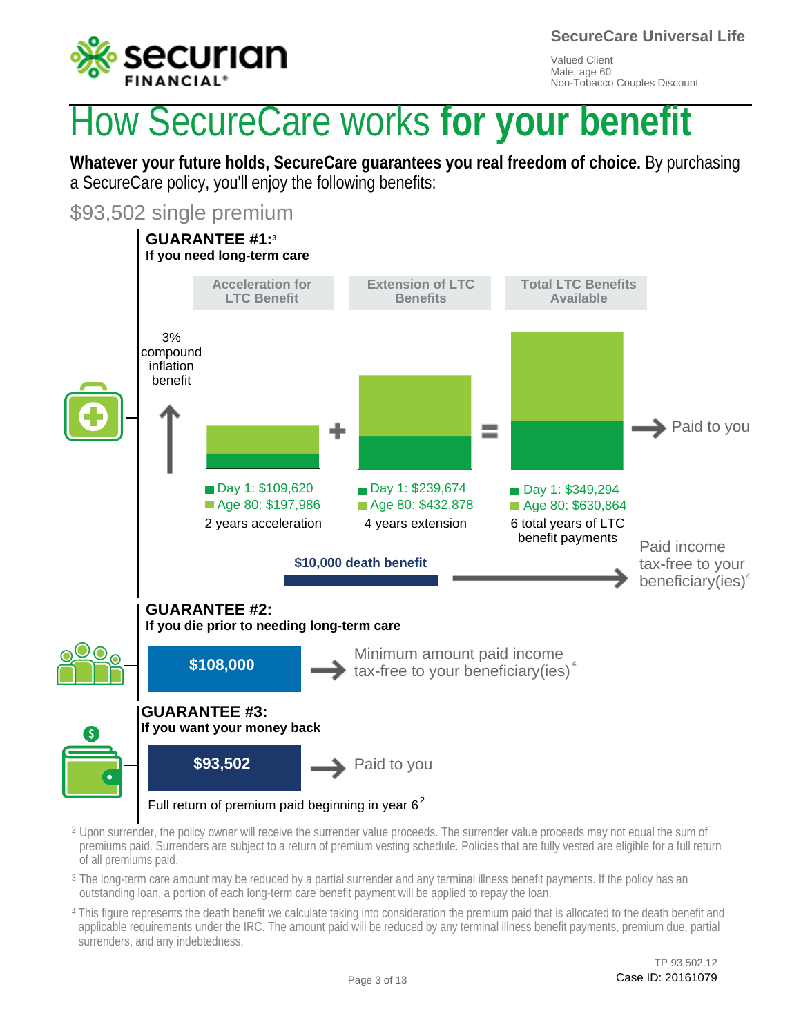SecureCare Universal Life

Valued Client
Male, age 60
Non-Tobacco Couples Discount

# How SecureCare works **for your benefit**

**Whatever your future holds, SecureCare guarantees you real freedom of choice.** By purchasing a SecureCare policy, you'll enjoy the following benefits:

## $93,502 single premium

### GUARANTEE #1:[3]
**If you need long-term care**

| Acceleration for LTC Benefit | | Extension of LTC Benefits | | Total LTC Benefits Available |
|---|---|---|---|---|
| Day 1: $109,620 | + | Day 1: $239,674 | = | Day 1: $349,294 |
| Age 80: $197,986 | | Age 80: $432,878 | | Age 80: $630,864 |
| 2 years acceleration | | 4 years extension | | 6 total years of LTC benefit payments |

3% compound inflation benefit

Total LTC Benefits → Paid to you

**$10,000 death benefit** → Paid income tax-free to your beneficiary(ies)[4]

### GUARANTEE #2:
**If you die prior to needing long-term care**

**$108,000** → Minimum amount paid income tax-free to your beneficiary(ies)[4]

### GUARANTEE #3:
**If you want your money back**

**$93,502** → Paid to you

Full return of premium paid beginning in year 6[2]

[2] Upon surrender, the policy owner will receive the surrender value proceeds. The surrender value proceeds may not equal the sum of premiums paid. Surrenders are subject to a return of premium vesting schedule. Policies that are fully vested are eligible for a full return of all premiums paid.

[3] The long-term care amount may be reduced by a partial surrender and any terminal illness benefit payments. If the policy has an outstanding loan, a portion of each long-term care benefit payment will be applied to repay the loan.

[4] This figure represents the death benefit we calculate taking into consideration the premium paid that is allocated to the death benefit and applicable requirements under the IRC. The amount paid will be reduced by any terminal illness benefit payments, premium due, partial surrenders, and any indebtedness.

TP 93,502.12
Case ID: 20161079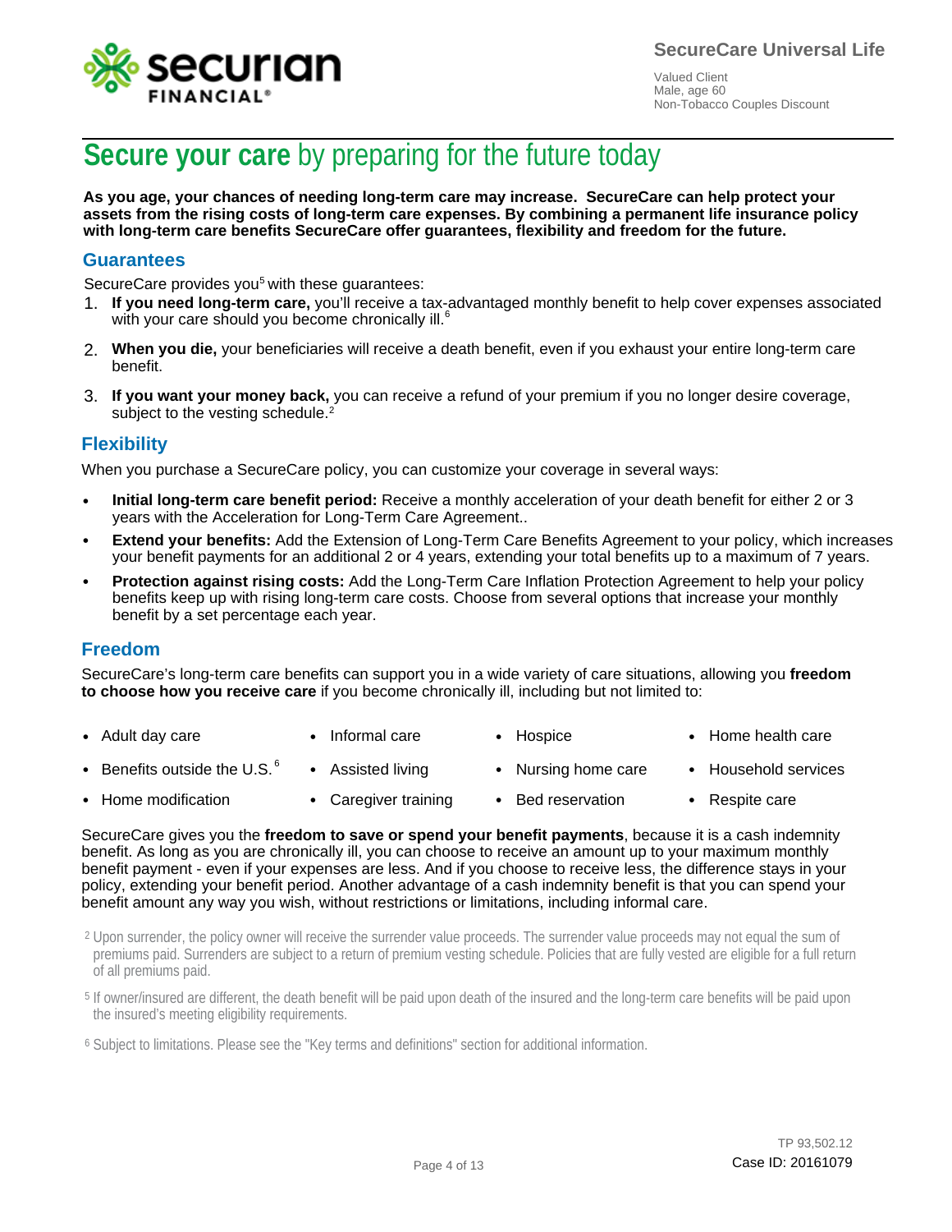SecureCare Universal Life

Valued Client
Male, age 60
Non-Tobacco Couples Discount

# Secure your care by preparing for the future today

**As you age, your chances of needing long-term care may increase. SecureCare can help protect your assets from the rising costs of long-term care expenses. By combining a permanent life insurance policy with long-term care benefits SecureCare offer guarantees, flexibility and freedom for the future.**

## Guarantees

SecureCare provides you[5] with these guarantees:

1. **If you need long-term care,** you'll receive a tax-advantaged monthly benefit to help cover expenses associated with your care should you become chronically ill.[6]
2. **When you die,** your beneficiaries will receive a death benefit, even if you exhaust your entire long-term care benefit.
3. **If you want your money back,** you can receive a refund of your premium if you no longer desire coverage, subject to the vesting schedule.[2]

## Flexibility

When you purchase a SecureCare policy, you can customize your coverage in several ways:

- **Initial long-term care benefit period:** Receive a monthly acceleration of your death benefit for either 2 or 3 years with the Acceleration for Long-Term Care Agreement..
- **Extend your benefits:** Add the Extension of Long-Term Care Benefits Agreement to your policy, which increases your benefit payments for an additional 2 or 4 years, extending your total benefits up to a maximum of 7 years.
- **Protection against rising costs:** Add the Long-Term Care Inflation Protection Agreement to help your policy benefits keep up with rising long-term care costs. Choose from several options that increase your monthly benefit by a set percentage each year.

## Freedom

SecureCare's long-term care benefits can support you in a wide variety of care situations, allowing you **freedom to choose how you receive care** if you become chronically ill, including but not limited to:

- Adult day care
- Informal care
- Hospice
- Home health care
- Benefits outside the U.S.[6]
- Assisted living
- Nursing home care
- Household services
- Home modification
- Caregiver training
- Bed reservation
- Respite care

SecureCare gives you the **freedom to save or spend your benefit payments**, because it is a cash indemnity benefit. As long as you are chronically ill, you can choose to receive an amount up to your maximum monthly benefit payment - even if your expenses are less. And if you choose to receive less, the difference stays in your policy, extending your benefit period. Another advantage of a cash indemnity benefit is that you can spend your benefit amount any way you wish, without restrictions or limitations, including informal care.

[2] Upon surrender, the policy owner will receive the surrender value proceeds. The surrender value proceeds may not equal the sum of premiums paid. Surrenders are subject to a return of premium vesting schedule. Policies that are fully vested are eligible for a full return of all premiums paid.

[5] If owner/insured are different, the death benefit will be paid upon death of the insured and the long-term care benefits will be paid upon the insured's meeting eligibility requirements.

[6] Subject to limitations. Please see the "Key terms and definitions" section for additional information.

TP 93,502.12
Case ID: 20161079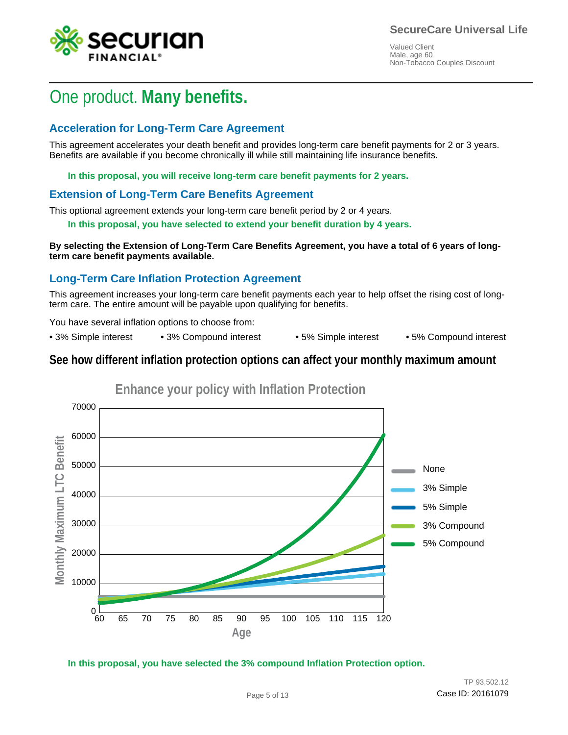**SecureCare Universal Life**

Valued Client
Male, age 60
Non-Tobacco Couples Discount

# One product. **Many benefits.**

## Acceleration for Long-Term Care Agreement

This agreement accelerates your death benefit and provides long-term care benefit payments for 2 or 3 years. Benefits are available if you become chronically ill while still maintaining life insurance benefits.

**In this proposal, you will receive long-term care benefit payments for 2 years.**

## Extension of Long-Term Care Benefits Agreement

This optional agreement extends your long-term care benefit period by 2 or 4 years.

**In this proposal, you have selected to extend your benefit duration by 4 years.**

**By selecting the Extension of Long-Term Care Benefits Agreement, you have a total of 6 years of long-term care benefit payments available.**

## Long-Term Care Inflation Protection Agreement

This agreement increases your long-term care benefit payments each year to help offset the rising cost of long-term care. The entire amount will be payable upon qualifying for benefits.

You have several inflation options to choose from:

- 3% Simple interest
- 3% Compound interest
- 5% Simple interest
- 5% Compound interest

## See how different inflation protection options can affect your monthly maximum amount

**Enhance your policy with Inflation Protection**

(Chart: Monthly Maximum LTC Benefit (0–70000) by Age (60–120); series: None, 3% Simple, 5% Simple, 3% Compound, 5% Compound)

**In this proposal, you have selected the 3% compound Inflation Protection option.**

TP 93,502.12
Case ID: 20161079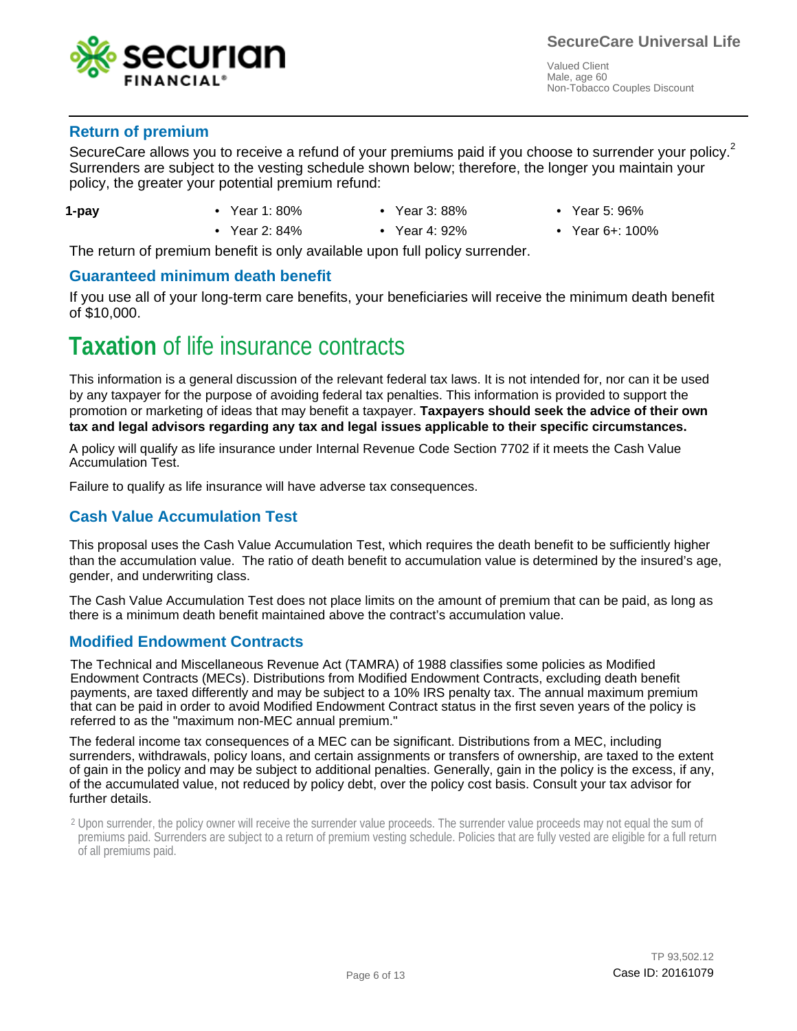## Return of premium

SecureCare allows you to receive a refund of your premiums paid if you choose to surrender your policy.[2] Surrenders are subject to the vesting schedule shown below; therefore, the longer you maintain your policy, the greater your potential premium refund:

**1-pay**

- Year 1: 80%
- Year 2: 84%
- Year 3: 88%
- Year 4: 92%
- Year 5: 96%
- Year 6+: 100%

The return of premium benefit is only available upon full policy surrender.

## Guaranteed minimum death benefit

If you use all of your long-term care benefits, your beneficiaries will receive the minimum death benefit of $10,000.

# **Taxation** of life insurance contracts

This information is a general discussion of the relevant federal tax laws. It is not intended for, nor can it be used by any taxpayer for the purpose of avoiding federal tax penalties. This information is provided to support the promotion or marketing of ideas that may benefit a taxpayer. **Taxpayers should seek the advice of their own tax and legal advisors regarding any tax and legal issues applicable to their specific circumstances.**

A policy will qualify as life insurance under Internal Revenue Code Section 7702 if it meets the Cash Value Accumulation Test.

Failure to qualify as life insurance will have adverse tax consequences.

## Cash Value Accumulation Test

This proposal uses the Cash Value Accumulation Test, which requires the death benefit to be sufficiently higher than the accumulation value. The ratio of death benefit to accumulation value is determined by the insured's age, gender, and underwriting class.

The Cash Value Accumulation Test does not place limits on the amount of premium that can be paid, as long as there is a minimum death benefit maintained above the contract's accumulation value.

## Modified Endowment Contracts

The Technical and Miscellaneous Revenue Act (TAMRA) of 1988 classifies some policies as Modified Endowment Contracts (MECs). Distributions from Modified Endowment Contracts, excluding death benefit payments, are taxed differently and may be subject to a 10% IRS penalty tax. The annual maximum premium that can be paid in order to avoid Modified Endowment Contract status in the first seven years of the policy is referred to as the "maximum non-MEC annual premium."

The federal income tax consequences of a MEC can be significant. Distributions from a MEC, including surrenders, withdrawals, policy loans, and certain assignments or transfers of ownership, are taxed to the extent of gain in the policy and may be subject to additional penalties. Generally, gain in the policy is the excess, if any, of the accumulated value, not reduced by policy debt, over the policy cost basis. Consult your tax advisor for further details.

[2] Upon surrender, the policy owner will receive the surrender value proceeds. The surrender value proceeds may not equal the sum of premiums paid. Surrenders are subject to a return of premium vesting schedule. Policies that are fully vested are eligible for a full return of all premiums paid.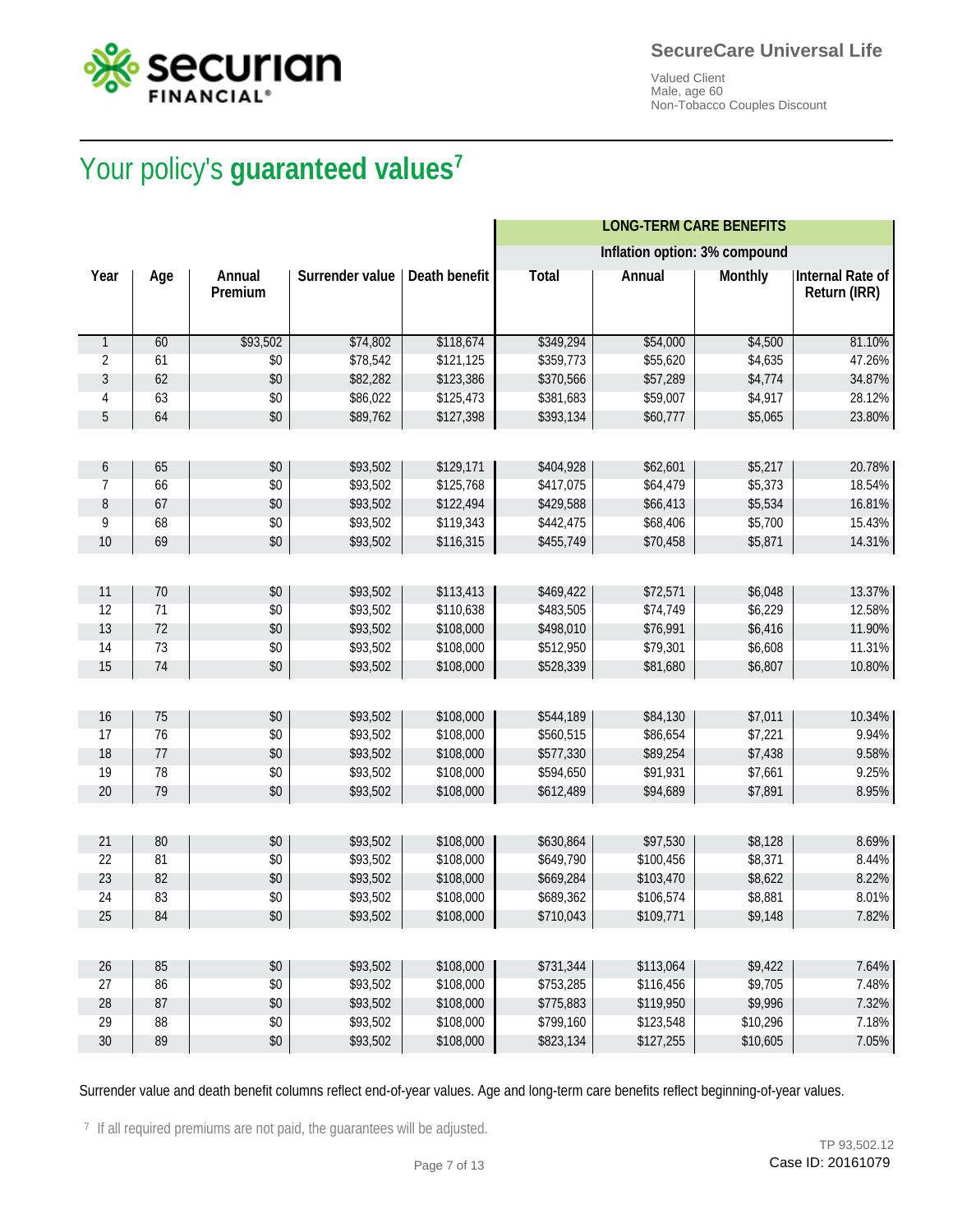SecureCare Universal Life

Valued Client
Male, age 60
Non-Tobacco Couples Discount

# Your policy's **guaranteed values**[7]

| | | | | | LONG-TERM CARE BENEFITS | | | |
|---|---|---|---|---|---|---|---|---|
| | | | | | Inflation option: 3% compound | | | |
| Year | Age | Annual Premium | Surrender value | Death benefit | Total | Annual | Monthly | Internal Rate of Return (IRR) |
| 1 | 60 | $93,502 | $74,802 | $118,674 | $349,294 | $54,000 | $4,500 | 81.10% |
| 2 | 61 | $0 | $78,542 | $121,125 | $359,773 | $55,620 | $4,635 | 47.26% |
| 3 | 62 | $0 | $82,282 | $123,386 | $370,566 | $57,289 | $4,774 | 34.87% |
| 4 | 63 | $0 | $86,022 | $125,473 | $381,683 | $59,007 | $4,917 | 28.12% |
| 5 | 64 | $0 | $89,762 | $127,398 | $393,134 | $60,777 | $5,065 | 23.80% |
| 6 | 65 | $0 | $93,502 | $129,171 | $404,928 | $62,601 | $5,217 | 20.78% |
| 7 | 66 | $0 | $93,502 | $125,768 | $417,075 | $64,479 | $5,373 | 18.54% |
| 8 | 67 | $0 | $93,502 | $122,494 | $429,588 | $66,413 | $5,534 | 16.81% |
| 9 | 68 | $0 | $93,502 | $119,343 | $442,475 | $68,406 | $5,700 | 15.43% |
| 10 | 69 | $0 | $93,502 | $116,315 | $455,749 | $70,458 | $5,871 | 14.31% |
| 11 | 70 | $0 | $93,502 | $113,413 | $469,422 | $72,571 | $6,048 | 13.37% |
| 12 | 71 | $0 | $93,502 | $110,638 | $483,505 | $74,749 | $6,229 | 12.58% |
| 13 | 72 | $0 | $93,502 | $108,000 | $498,010 | $76,991 | $6,416 | 11.90% |
| 14 | 73 | $0 | $93,502 | $108,000 | $512,950 | $79,301 | $6,608 | 11.31% |
| 15 | 74 | $0 | $93,502 | $108,000 | $528,339 | $81,680 | $6,807 | 10.80% |
| 16 | 75 | $0 | $93,502 | $108,000 | $544,189 | $84,130 | $7,011 | 10.34% |
| 17 | 76 | $0 | $93,502 | $108,000 | $560,515 | $86,654 | $7,221 | 9.94% |
| 18 | 77 | $0 | $93,502 | $108,000 | $577,330 | $89,254 | $7,438 | 9.58% |
| 19 | 78 | $0 | $93,502 | $108,000 | $594,650 | $91,931 | $7,661 | 9.25% |
| 20 | 79 | $0 | $93,502 | $108,000 | $612,489 | $94,689 | $7,891 | 8.95% |
| 21 | 80 | $0 | $93,502 | $108,000 | $630,864 | $97,530 | $8,128 | 8.69% |
| 22 | 81 | $0 | $93,502 | $108,000 | $649,790 | $100,456 | $8,371 | 8.44% |
| 23 | 82 | $0 | $93,502 | $108,000 | $669,284 | $103,470 | $8,622 | 8.22% |
| 24 | 83 | $0 | $93,502 | $108,000 | $689,362 | $106,574 | $8,881 | 8.01% |
| 25 | 84 | $0 | $93,502 | $108,000 | $710,043 | $109,771 | $9,148 | 7.82% |
| 26 | 85 | $0 | $93,502 | $108,000 | $731,344 | $113,064 | $9,422 | 7.64% |
| 27 | 86 | $0 | $93,502 | $108,000 | $753,285 | $116,456 | $9,705 | 7.48% |
| 28 | 87 | $0 | $93,502 | $108,000 | $775,883 | $119,950 | $9,996 | 7.32% |
| 29 | 88 | $0 | $93,502 | $108,000 | $799,160 | $123,548 | $10,296 | 7.18% |
| 30 | 89 | $0 | $93,502 | $108,000 | $823,134 | $127,255 | $10,605 | 7.05% |

Surrender value and death benefit columns reflect end-of-year values. Age and long-term care benefits reflect beginning-of-year values.

[7] If all required premiums are not paid, the guarantees will be adjusted.

TP 93,502.12
Case ID: 20161079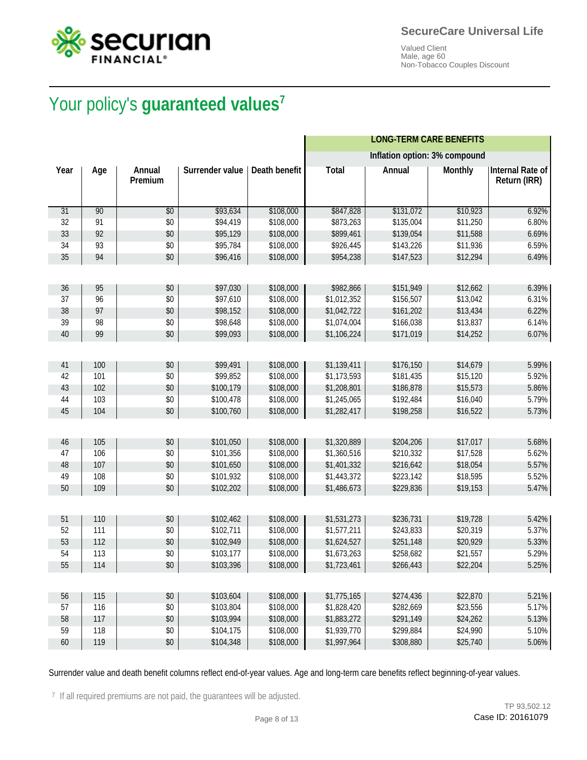SecureCare Universal Life

Valued Client
Male, age 60
Non-Tobacco Couples Discount

# Your policy's **guaranteed values**[7]

| | | | | | LONG-TERM CARE BENEFITS | | | |
|---|---|---|---|---|---|---|---|---|
| | | | | | Inflation option: 3% compound | | | |
| Year | Age | Annual Premium | Surrender value | Death benefit | Total | Annual | Monthly | Internal Rate of Return (IRR) |
| 31 | 90 | $0 | $93,634 | $108,000 | $847,828 | $131,072 | $10,923 | 6.92% |
| 32 | 91 | $0 | $94,419 | $108,000 | $873,263 | $135,004 | $11,250 | 6.80% |
| 33 | 92 | $0 | $95,129 | $108,000 | $899,461 | $139,054 | $11,588 | 6.69% |
| 34 | 93 | $0 | $95,784 | $108,000 | $926,445 | $143,226 | $11,936 | 6.59% |
| 35 | 94 | $0 | $96,416 | $108,000 | $954,238 | $147,523 | $12,294 | 6.49% |
| 36 | 95 | $0 | $97,030 | $108,000 | $982,866 | $151,949 | $12,662 | 6.39% |
| 37 | 96 | $0 | $97,610 | $108,000 | $1,012,352 | $156,507 | $13,042 | 6.31% |
| 38 | 97 | $0 | $98,152 | $108,000 | $1,042,722 | $161,202 | $13,434 | 6.22% |
| 39 | 98 | $0 | $98,648 | $108,000 | $1,074,004 | $166,038 | $13,837 | 6.14% |
| 40 | 99 | $0 | $99,093 | $108,000 | $1,106,224 | $171,019 | $14,252 | 6.07% |
| 41 | 100 | $0 | $99,491 | $108,000 | $1,139,411 | $176,150 | $14,679 | 5.99% |
| 42 | 101 | $0 | $99,852 | $108,000 | $1,173,593 | $181,435 | $15,120 | 5.92% |
| 43 | 102 | $0 | $100,179 | $108,000 | $1,208,801 | $186,878 | $15,573 | 5.86% |
| 44 | 103 | $0 | $100,478 | $108,000 | $1,245,065 | $192,484 | $16,040 | 5.79% |
| 45 | 104 | $0 | $100,760 | $108,000 | $1,282,417 | $198,258 | $16,522 | 5.73% |
| 46 | 105 | $0 | $101,050 | $108,000 | $1,320,889 | $204,206 | $17,017 | 5.68% |
| 47 | 106 | $0 | $101,356 | $108,000 | $1,360,516 | $210,332 | $17,528 | 5.62% |
| 48 | 107 | $0 | $101,650 | $108,000 | $1,401,332 | $216,642 | $18,054 | 5.57% |
| 49 | 108 | $0 | $101,932 | $108,000 | $1,443,372 | $223,142 | $18,595 | 5.52% |
| 50 | 109 | $0 | $102,202 | $108,000 | $1,486,673 | $229,836 | $19,153 | 5.47% |
| 51 | 110 | $0 | $102,462 | $108,000 | $1,531,273 | $236,731 | $19,728 | 5.42% |
| 52 | 111 | $0 | $102,711 | $108,000 | $1,577,211 | $243,833 | $20,319 | 5.37% |
| 53 | 112 | $0 | $102,949 | $108,000 | $1,624,527 | $251,148 | $20,929 | 5.33% |
| 54 | 113 | $0 | $103,177 | $108,000 | $1,673,263 | $258,682 | $21,557 | 5.29% |
| 55 | 114 | $0 | $103,396 | $108,000 | $1,723,461 | $266,443 | $22,204 | 5.25% |
| 56 | 115 | $0 | $103,604 | $108,000 | $1,775,165 | $274,436 | $22,870 | 5.21% |
| 57 | 116 | $0 | $103,804 | $108,000 | $1,828,420 | $282,669 | $23,556 | 5.17% |
| 58 | 117 | $0 | $103,994 | $108,000 | $1,883,272 | $291,149 | $24,262 | 5.13% |
| 59 | 118 | $0 | $104,175 | $108,000 | $1,939,770 | $299,884 | $24,990 | 5.10% |
| 60 | 119 | $0 | $104,348 | $108,000 | $1,997,964 | $308,880 | $25,740 | 5.06% |

Surrender value and death benefit columns reflect end-of-year values. Age and long-term care benefits reflect beginning-of-year values.

[7] If all required premiums are not paid, the guarantees will be adjusted.

TP 93,502.12
Case ID: 20161079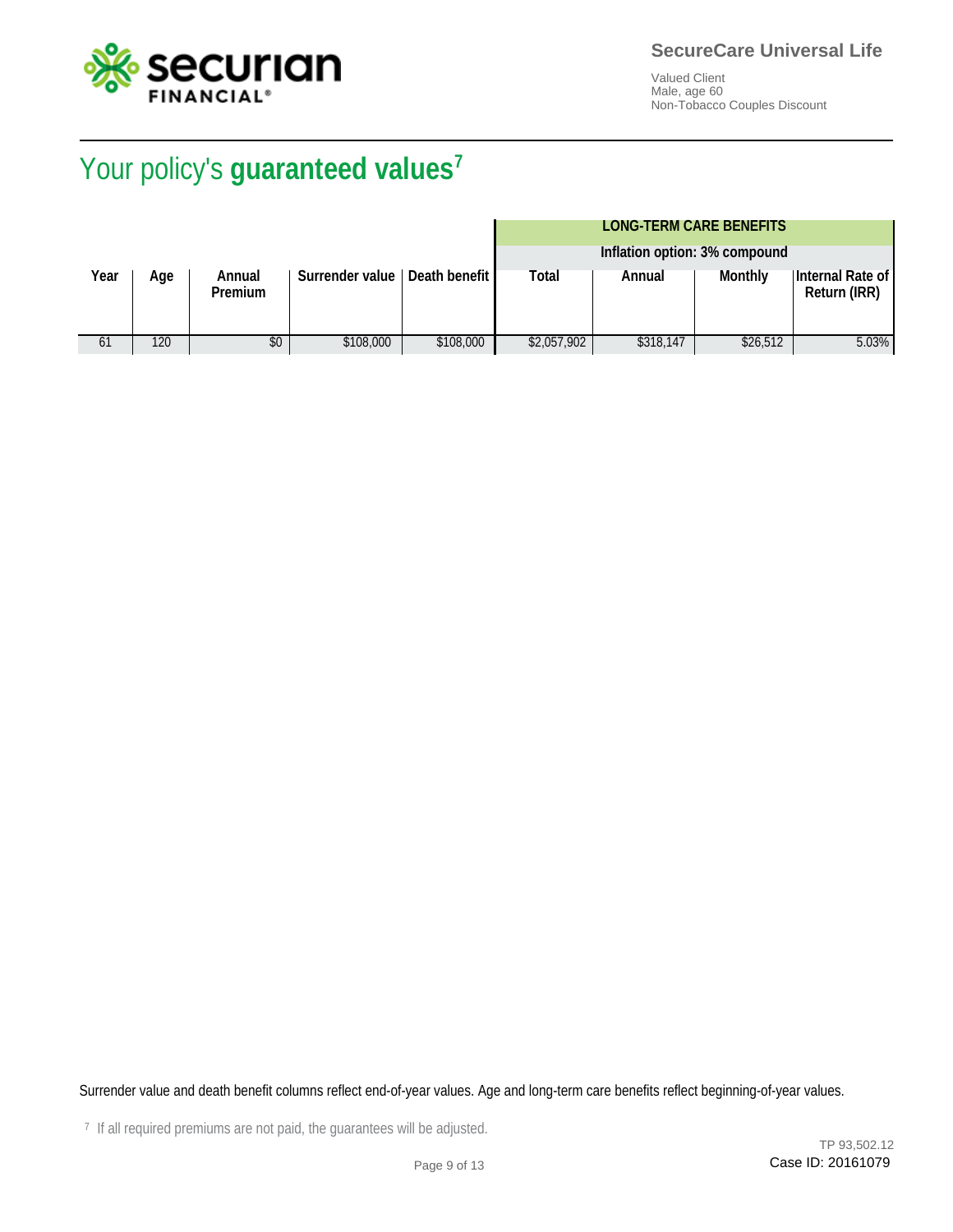SecureCare Universal Life

Valued Client
Male, age 60
Non-Tobacco Couples Discount

# Your policy's **guaranteed values**[7]

| | | | | | LONG-TERM CARE BENEFITS | | | |
|---|---|---|---|---|---|---|---|---|
| | | | | | Inflation option: 3% compound | | | |
| Year | Age | Annual Premium | Surrender value | Death benefit | Total | Annual | Monthly | Internal Rate of Return (IRR) |
| 61 | 120 | $0 | $108,000 | $108,000 | $2,057,902 | $318,147 | $26,512 | 5.03% |

Surrender value and death benefit columns reflect end-of-year values. Age and long-term care benefits reflect beginning-of-year values.

[7] If all required premiums are not paid, the guarantees will be adjusted.

TP 93,502.12
Case ID: 20161079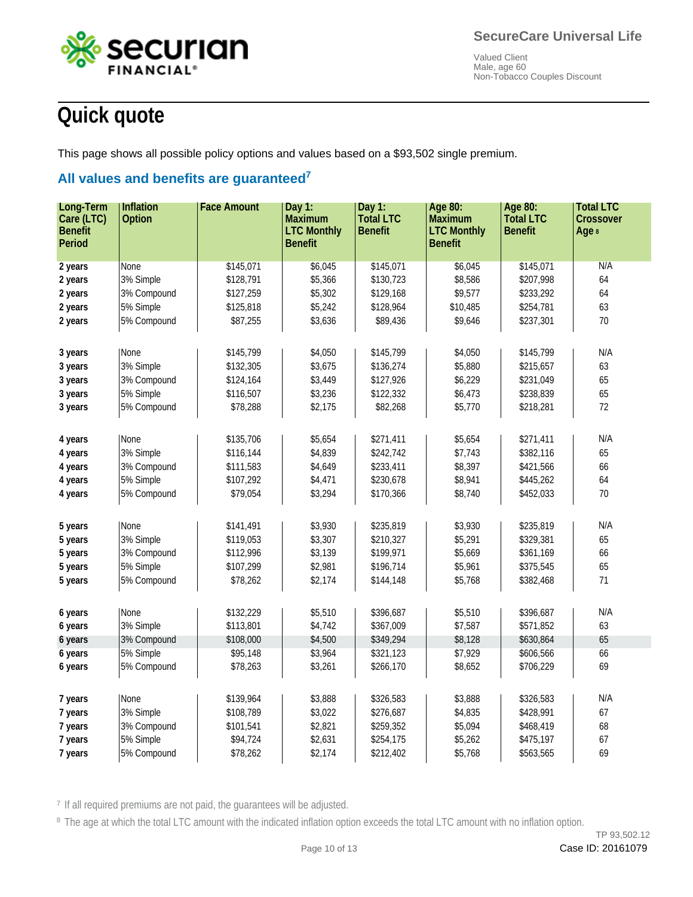SecureCare Universal Life

Valued Client
Male, age 60
Non-Tobacco Couples Discount

# Quick quote

This page shows all possible policy options and values based on a $93,502 single premium.

## All values and benefits are guaranteed[7]

| Long-Term Care (LTC) Benefit Period | Inflation Option | Face Amount | Day 1: Maximum LTC Monthly Benefit | Day 1: Total LTC Benefit | Age 80: Maximum LTC Monthly Benefit | Age 80: Total LTC Benefit | Total LTC Crossover Age [8] |
|---|---|---|---|---|---|---|---|
| 2 years | None | $145,071 | $6,045 | $145,071 | $6,045 | $145,071 | N/A |
| 2 years | 3% Simple | $128,791 | $5,366 | $130,723 | $8,586 | $207,998 | 64 |
| 2 years | 3% Compound | $127,259 | $5,302 | $129,168 | $9,577 | $233,292 | 64 |
| 2 years | 5% Simple | $125,818 | $5,242 | $128,964 | $10,485 | $254,781 | 63 |
| 2 years | 5% Compound | $87,255 | $3,636 | $89,436 | $9,646 | $237,301 | 70 |
| 3 years | None | $145,799 | $4,050 | $145,799 | $4,050 | $145,799 | N/A |
| 3 years | 3% Simple | $132,305 | $3,675 | $136,274 | $5,880 | $215,657 | 63 |
| 3 years | 3% Compound | $124,164 | $3,449 | $127,926 | $6,229 | $231,049 | 65 |
| 3 years | 5% Simple | $116,507 | $3,236 | $122,332 | $6,473 | $238,839 | 65 |
| 3 years | 5% Compound | $78,288 | $2,175 | $82,268 | $5,770 | $218,281 | 72 |
| 4 years | None | $135,706 | $5,654 | $271,411 | $5,654 | $271,411 | N/A |
| 4 years | 3% Simple | $116,144 | $4,839 | $242,742 | $7,743 | $382,116 | 65 |
| 4 years | 3% Compound | $111,583 | $4,649 | $233,411 | $8,397 | $421,566 | 66 |
| 4 years | 5% Simple | $107,292 | $4,471 | $230,678 | $8,941 | $445,262 | 64 |
| 4 years | 5% Compound | $79,054 | $3,294 | $170,366 | $8,740 | $452,033 | 70 |
| 5 years | None | $141,491 | $3,930 | $235,819 | $3,930 | $235,819 | N/A |
| 5 years | 3% Simple | $119,053 | $3,307 | $210,327 | $5,291 | $329,381 | 65 |
| 5 years | 3% Compound | $112,996 | $3,139 | $199,971 | $5,669 | $361,169 | 66 |
| 5 years | 5% Simple | $107,299 | $2,981 | $196,714 | $5,961 | $375,545 | 65 |
| 5 years | 5% Compound | $78,262 | $2,174 | $144,148 | $5,768 | $382,468 | 71 |
| 6 years | None | $132,229 | $5,510 | $396,687 | $5,510 | $396,687 | N/A |
| 6 years | 3% Simple | $113,801 | $4,742 | $367,009 | $7,587 | $571,852 | 63 |
| 6 years | 3% Compound | $108,000 | $4,500 | $349,294 | $8,128 | $630,864 | 65 |
| 6 years | 5% Simple | $95,148 | $3,964 | $321,123 | $7,929 | $606,566 | 66 |
| 6 years | 5% Compound | $78,263 | $3,261 | $266,170 | $8,652 | $706,229 | 69 |
| 7 years | None | $139,964 | $3,888 | $326,583 | $3,888 | $326,583 | N/A |
| 7 years | 3% Simple | $108,789 | $3,022 | $276,687 | $4,835 | $428,991 | 67 |
| 7 years | 3% Compound | $101,541 | $2,821 | $259,352 | $5,094 | $468,419 | 68 |
| 7 years | 5% Simple | $94,724 | $2,631 | $254,175 | $5,262 | $475,197 | 67 |
| 7 years | 5% Compound | $78,262 | $2,174 | $212,402 | $5,768 | $563,565 | 69 |

[7] If all required premiums are not paid, the guarantees will be adjusted.

[8] The age at which the total LTC amount with the indicated inflation option exceeds the total LTC amount with no inflation option.

TP 93,502.12

Case ID: 20161079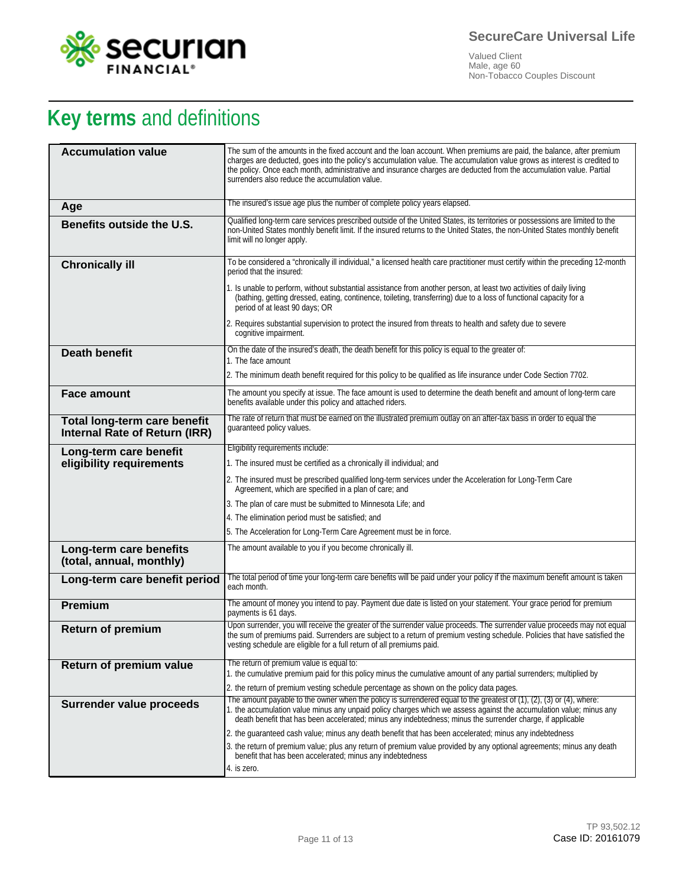# **Key terms** and definitions

| Term | Definition |
| --- | --- |
| **Accumulation value** | The sum of the amounts in the fixed account and the loan account. When premiums are paid, the balance, after premium charges are deducted, goes into the policy's accumulation value. The accumulation value grows as interest is credited to the policy. Once each month, administrative and insurance charges are deducted from the accumulation value. Partial surrenders also reduce the accumulation value. |
| **Age** | The insured's issue age plus the number of complete policy years elapsed. |
| **Benefits outside the U.S.** | Qualified long-term care services prescribed outside of the United States, its territories or possessions are limited to the non-United States monthly benefit limit. If the insured returns to the United States, the non-United States monthly benefit limit will no longer apply. |
| **Chronically ill** | To be considered a "chronically ill individual," a licensed health care practitioner must certify within the preceding 12-month period that the insured:<br><br>1. Is unable to perform, without substantial assistance from another person, at least two activities of daily living (bathing, getting dressed, eating, continence, toileting, transferring) due to a loss of functional capacity for a period of at least 90 days; OR<br><br>2. Requires substantial supervision to protect the insured from threats to health and safety due to severe cognitive impairment. |
| **Death benefit** | On the date of the insured's death, the death benefit for this policy is equal to the greater of:<br>1. The face amount<br>2. The minimum death benefit required for this policy to be qualified as life insurance under Code Section 7702. |
| **Face amount** | The amount you specify at issue. The face amount is used to determine the death benefit and amount of long-term care benefits available under this policy and attached riders. |
| **Total long-term care benefit Internal Rate of Return (IRR)** | The rate of return that must be earned on the illustrated premium outlay on an after-tax basis in order to equal the guaranteed policy values. |
| **Long-term care benefit eligibility requirements** | Eligibility requirements include:<br>1. The insured must be certified as a chronically ill individual; and<br>2. The insured must be prescribed qualified long-term services under the Acceleration for Long-Term Care Agreement, which are specified in a plan of care; and<br>3. The plan of care must be submitted to Minnesota Life; and<br>4. The elimination period must be satisfied; and<br>5. The Acceleration for Long-Term Care Agreement must be in force. |
| **Long-term care benefits (total, annual, monthly)** | The amount available to you if you become chronically ill. |
| **Long-term care benefit period** | The total period of time your long-term care benefits will be paid under your policy if the maximum benefit amount is taken each month. |
| **Premium** | The amount of money you intend to pay. Payment due date is listed on your statement. Your grace period for premium payments is 61 days. |
| **Return of premium** | Upon surrender, you will receive the greater of the surrender value proceeds. The surrender value proceeds may not equal the sum of premiums paid. Surrenders are subject to a return of premium vesting schedule. Policies that have satisfied the vesting schedule are eligible for a full return of all premiums paid. |
| **Return of premium value** | The return of premium value is equal to:<br>1. the cumulative premium paid for this policy minus the cumulative amount of any partial surrenders; multiplied by<br>2. the return of premium vesting schedule percentage as shown on the policy data pages. |
| **Surrender value proceeds** | The amount payable to the owner when the policy is surrendered equal to the greatest of (1), (2), (3) or (4), where:<br>1. the accumulation value minus any unpaid policy charges which we assess against the accumulation value; minus any death benefit that has been accelerated; minus any indebtedness; minus the surrender charge, if applicable<br>2. the guaranteed cash value; minus any death benefit that has been accelerated; minus any indebtedness<br>3. the return of premium value; plus any return of premium value provided by any optional agreements; minus any death benefit that has been accelerated; minus any indebtedness<br>4. is zero. |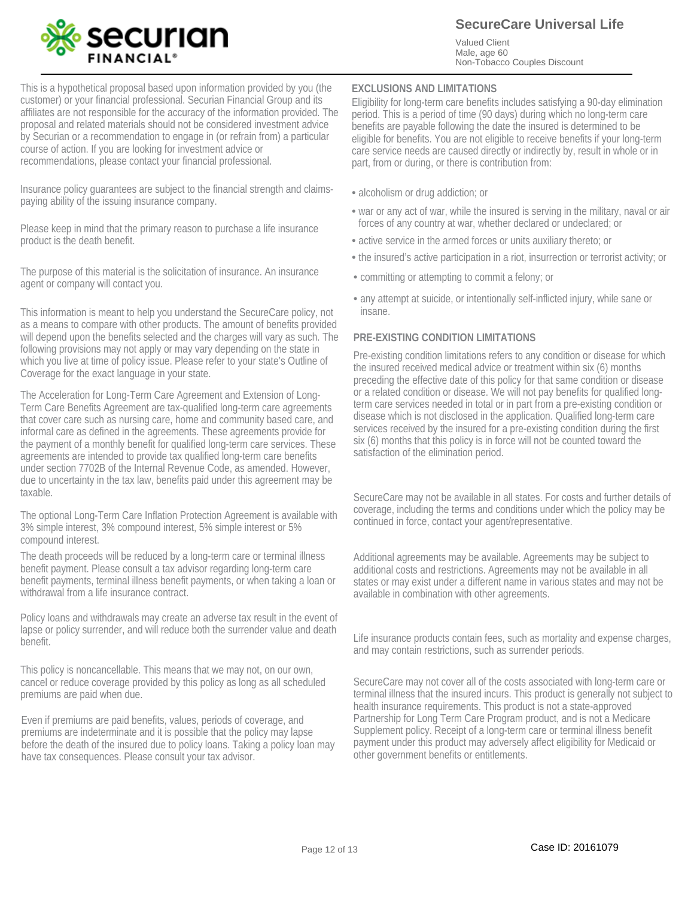## SecureCare Universal Life

Valued Client
Male, age 60
Non-Tobacco Couples Discount

This is a hypothetical proposal based upon information provided by you (the customer) or your financial professional. Securian Financial Group and its affiliates are not responsible for the accuracy of the information provided. The proposal and related materials should not be considered investment advice by Securian or a recommendation to engage in (or refrain from) a particular course of action. If you are looking for investment advice or recommendations, please contact your financial professional.

Insurance policy guarantees are subject to the financial strength and claims-paying ability of the issuing insurance company.

Please keep in mind that the primary reason to purchase a life insurance product is the death benefit.

The purpose of this material is the solicitation of insurance. An insurance agent or company will contact you.

This information is meant to help you understand the SecureCare policy, not as a means to compare with other products. The amount of benefits provided will depend upon the benefits selected and the charges will vary as such. The following provisions may not apply or may vary depending on the state in which you live at time of policy issue. Please refer to your state's Outline of Coverage for the exact language in your state.

The Acceleration for Long-Term Care Agreement and Extension of Long-Term Care Benefits Agreement are tax-qualified long-term care agreements that cover care such as nursing care, home and community based care, and informal care as defined in the agreements. These agreements provide for the payment of a monthly benefit for qualified long-term care services. These agreements are intended to provide tax qualified long-term care benefits under section 7702B of the Internal Revenue Code, as amended. However, due to uncertainty in the tax law, benefits paid under this agreement may be taxable.

The optional Long-Term Care Inflation Protection Agreement is available with 3% simple interest, 3% compound interest, 5% simple interest or 5% compound interest.

The death proceeds will be reduced by a long-term care or terminal illness benefit payment. Please consult a tax advisor regarding long-term care benefit payments, terminal illness benefit payments, or when taking a loan or withdrawal from a life insurance contract.

Policy loans and withdrawals may create an adverse tax result in the event of lapse or policy surrender, and will reduce both the surrender value and death benefit.

This policy is noncancellable. This means that we may not, on our own, cancel or reduce coverage provided by this policy as long as all scheduled premiums are paid when due.

Even if premiums are paid benefits, values, periods of coverage, and premiums are indeterminate and it is possible that the policy may lapse before the death of the insured due to policy loans. Taking a policy loan may have tax consequences. Please consult your tax advisor.

### EXCLUSIONS AND LIMITATIONS

Eligibility for long-term care benefits includes satisfying a 90-day elimination period. This is a period of time (90 days) during which no long-term care benefits are payable following the date the insured is determined to be eligible for benefits. You are not eligible to receive benefits if your long-term care service needs are caused directly or indirectly by, result in whole or in part, from or during, or there is contribution from:

- alcoholism or drug addiction; or
- war or any act of war, while the insured is serving in the military, naval or air forces of any country at war, whether declared or undeclared; or
- active service in the armed forces or units auxiliary thereto; or
- the insured's active participation in a riot, insurrection or terrorist activity; or
- committing or attempting to commit a felony; or
- any attempt at suicide, or intentionally self-inflicted injury, while sane or insane.

### PRE-EXISTING CONDITION LIMITATIONS

Pre-existing condition limitations refers to any condition or disease for which the insured received medical advice or treatment within six (6) months preceding the effective date of this policy for that same condition or disease or a related condition or disease. We will not pay benefits for qualified long-term care services needed in total or in part from a pre-existing condition or disease which is not disclosed in the application. Qualified long-term care services received by the insured for a pre-existing condition during the first six (6) months that this policy is in force will not be counted toward the satisfaction of the elimination period.

SecureCare may not be available in all states. For costs and further details of coverage, including the terms and conditions under which the policy may be continued in force, contact your agent/representative.

Additional agreements may be available. Agreements may be subject to additional costs and restrictions. Agreements may not be available in all states or may exist under a different name in various states and may not be available in combination with other agreements.

Life insurance products contain fees, such as mortality and expense charges, and may contain restrictions, such as surrender periods.

SecureCare may not cover all of the costs associated with long-term care or terminal illness that the insured incurs. This product is generally not subject to health insurance requirements. This product is not a state-approved Partnership for Long Term Care Program product, and is not a Medicare Supplement policy. Receipt of a long-term care or terminal illness benefit payment under this product may adversely affect eligibility for Medicaid or other government benefits or entitlements.

Case ID: 20161079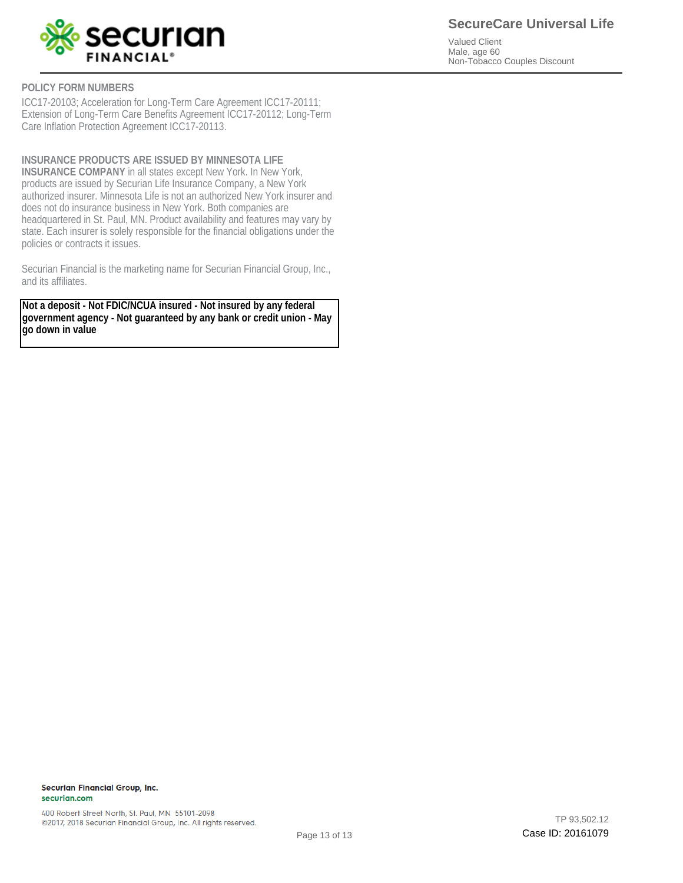## POLICY FORM NUMBERS

ICC17-20103; Acceleration for Long-Term Care Agreement ICC17-20111; Extension of Long-Term Care Benefits Agreement ICC17-20112; Long-Term Care Inflation Protection Agreement ICC17-20113.

**INSURANCE PRODUCTS ARE ISSUED BY MINNESOTA LIFE INSURANCE COMPANY** in all states except New York. In New York, products are issued by Securian Life Insurance Company, a New York authorized insurer. Minnesota Life is not an authorized New York insurer and does not do insurance business in New York. Both companies are headquartered in St. Paul, MN. Product availability and features may vary by state. Each insurer is solely responsible for the financial obligations under the policies or contracts it issues.

Securian Financial is the marketing name for Securian Financial Group, Inc., and its affiliates.

**Not a deposit - Not FDIC/NCUA insured - Not insured by any federal government agency - Not guaranteed by any bank or credit union - May go down in value**

**Securian Financial Group, Inc.**
securian.com

400 Robert Street North, St. Paul, MN 55101-2098
©2017, 2018 Securian Financial Group, Inc. All rights reserved.

TP 93,502.12